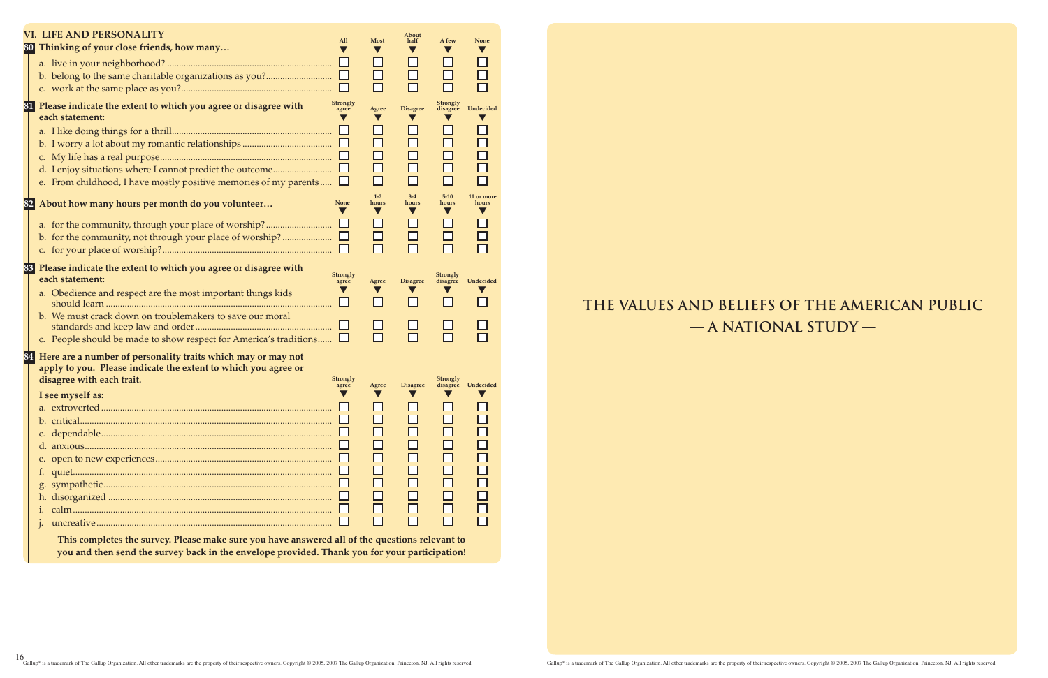## VI. LIFE AND PERSONALITY

**80 Thinking of your close friends, how many…**

| | All | Most | About half | A few | None |
|---|---|---|---|---|---|
| a. live in your neighborhood? | ☐ | ☐ | ☐ | ☐ | ☐ |
| b. belong to the same charitable organizations as you? | ☐ | ☐ | ☐ | ☐ | ☐ |
| c. work at the same place as you? | ☐ | ☐ | ☐ | ☐ | ☐ |

**81 Please indicate the extent to which you agree or disagree with each statement:**

| | Strongly agree | Agree | Disagree | Strongly disagree | Undecided |
|---|---|---|---|---|---|
| a. I like doing things for a thrill | ☐ | ☐ | ☐ | ☐ | ☐ |
| b. I worry a lot about my romantic relationships | ☐ | ☐ | ☐ | ☐ | ☐ |
| c. My life has a real purpose | ☐ | ☐ | ☐ | ☐ | ☐ |
| d. I enjoy situations where I cannot predict the outcome | ☐ | ☐ | ☐ | ☐ | ☐ |
| e. From childhood, I have mostly positive memories of my parents | ☐ | ☐ | ☐ | ☐ | ☐ |

**82 About how many hours per month do you volunteer…**

| | None | 1-2 hours | 3-4 hours | 5-10 hours | 11 or more hours |
|---|---|---|---|---|---|
| a. for the community, through your place of worship? | ☐ | ☐ | ☐ | ☐ | ☐ |
| b. for the community, not through your place of worship? | ☐ | ☐ | ☐ | ☐ | ☐ |
| c. for your place of worship? | ☐ | ☐ | ☐ | ☐ | ☐ |

**83 Please indicate the extent to which you agree or disagree with each statement:**

| | Strongly agree | Agree | Disagree | Strongly disagree | Undecided |
|---|---|---|---|---|---|
| a. Obedience and respect are the most important things kids should learn | ☐ | ☐ | ☐ | ☐ | ☐ |
| b. We must crack down on troublemakers to save our moral standards and keep law and order | ☐ | ☐ | ☐ | ☐ | ☐ |
| c. People should be made to show respect for America's traditions | ☐ | ☐ | ☐ | ☐ | ☐ |

**84 Here are a number of personality traits which may or may not apply to you. Please indicate the extent to which you agree or disagree with each trait.**

**I see myself as:**

| | Strongly agree | Agree | Disagree | Strongly disagree | Undecided |
|---|---|---|---|---|---|
| a. extroverted | ☐ | ☐ | ☐ | ☐ | ☐ |
| b. critical | ☐ | ☐ | ☐ | ☐ | ☐ |
| c. dependable | ☐ | ☐ | ☐ | ☐ | ☐ |
| d. anxious | ☐ | ☐ | ☐ | ☐ | ☐ |
| e. open to new experiences | ☐ | ☐ | ☐ | ☐ | ☐ |
| f. quiet | ☐ | ☐ | ☐ | ☐ | ☐ |
| g. sympathetic | ☐ | ☐ | ☐ | ☐ | ☐ |
| h. disorganized | ☐ | ☐ | ☐ | ☐ | ☐ |
| i. calm | ☐ | ☐ | ☐ | ☐ | ☐ |
| j. uncreative | ☐ | ☐ | ☐ | ☐ | ☐ |

**This completes the survey. Please make sure you have answered all of the questions relevant to you and then send the survey back in the envelope provided. Thank you for your participation!**

# THE VALUES AND BELIEFS OF THE AMERICAN PUBLIC — A NATIONAL STUDY —

Gallup® is a trademark of The Gallup Organization. All other trademarks are the property of their respective owners. Copyright © 2005, 2007 The Gallup Organization, Princeton, NJ. All rights reserved.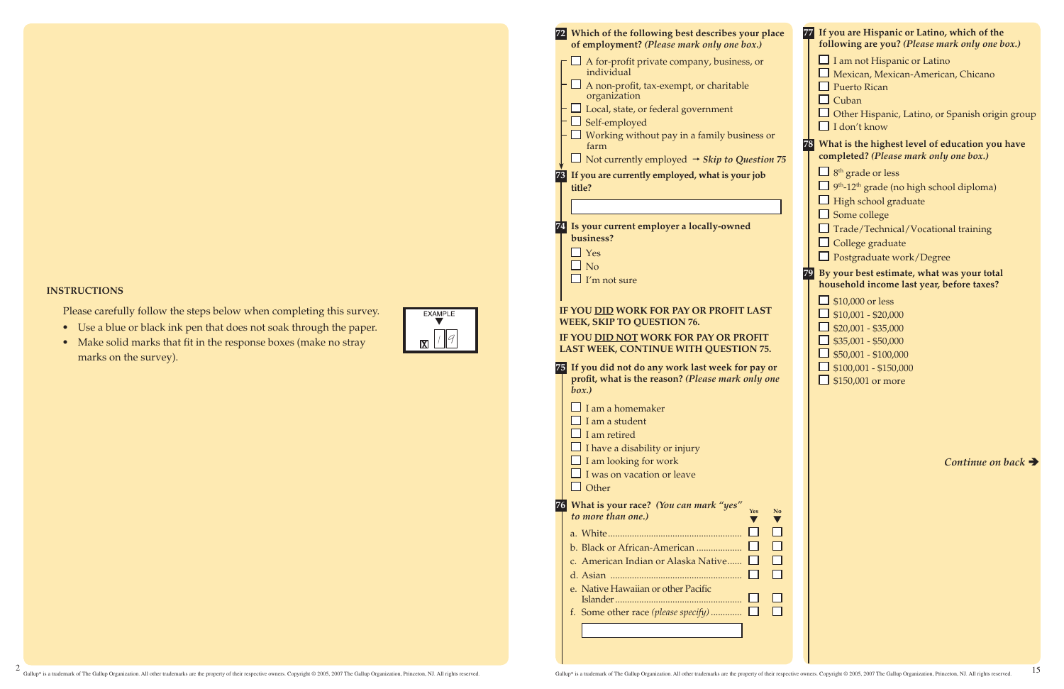**INSTRUCTIONS**

Please carefully follow the steps below when completing this survey.

- Use a blue or black ink pen that does not soak through the paper.
- Make solid marks that fit in the response boxes (make no stray marks on the survey).

EXAMPLE

**72 Which of the following best describes your place of employment?** ***(Please mark only one box.)***

- ☐ A for-profit private company, business, or individual
- ☐ A non-profit, tax-exempt, or charitable organization
- ☐ Local, state, or federal government
- ☐ Self-employed
- ☐ Working without pay in a family business or farm
- ☐ Not currently employed → ***Skip to Question 75***

**73 If you are currently employed, what is your job title?**

\_\_\_\_\_\_\_\_\_\_\_\_\_\_\_\_\_\_\_\_\_\_\_\_

**74 Is your current employer a locally-owned business?**

- ☐ Yes
- ☐ No
- ☐ I'm not sure

**IF YOU DID WORK FOR PAY OR PROFIT LAST WEEK, SKIP TO QUESTION 76.**

**IF YOU DID NOT WORK FOR PAY OR PROFIT LAST WEEK, CONTINUE WITH QUESTION 75.**

**75 If you did not do any work last week for pay or profit, what is the reason?** ***(Please mark only one box.)***

- ☐ I am a homemaker
- ☐ I am a student
- ☐ I am retired
- ☐ I have a disability or injury
- ☐ I am looking for work
- ☐ I was on vacation or leave
- ☐ Other

**76 What is your race?** ***(You can mark "yes" to more than one.)***

| | Yes | No |
|---|---|---|
| a. White | ☐ | ☐ |
| b. Black or African-American | ☐ | ☐ |
| c. American Indian or Alaska Native | ☐ | ☐ |
| d. Asian | ☐ | ☐ |
| e. Native Hawaiian or other Pacific Islander | ☐ | ☐ |
| f. Some other race *(please specify)* | ☐ | ☐ |

\_\_\_\_\_\_\_\_\_\_\_\_\_\_\_\_\_\_\_\_\_\_\_\_

**77 If you are Hispanic or Latino, which of the following are you?** ***(Please mark only one box.)***

- ☐ I am not Hispanic or Latino
- ☐ Mexican, Mexican-American, Chicano
- ☐ Puerto Rican
- ☐ Cuban
- ☐ Other Hispanic, Latino, or Spanish origin group
- ☐ I don't know

**78 What is the highest level of education you have completed?** ***(Please mark only one box.)***

- ☐ 8th grade or less
- ☐ 9th-12th grade (no high school diploma)
- ☐ High school graduate
- ☐ Some college
- ☐ Trade/Technical/Vocational training
- ☐ College graduate
- ☐ Postgraduate work/Degree

**79 By your best estimate, what was your total household income last year, before taxes?**

- ☐ $10,000 or less
- ☐ $10,001 - $20,000
- ☐ $20,001 - $35,000
- ☐ $35,001 - $50,000
- ☐ $50,001 - $100,000
- ☐ $100,001 - $150,000
- ☐ $150,001 or more

***Continue on back →***

Gallup® is a trademark of The Gallup Organization. All other trademarks are the property of their respective owners. Copyright © 2005, 2007 The Gallup Organization, Princeton, NJ. All rights reserved.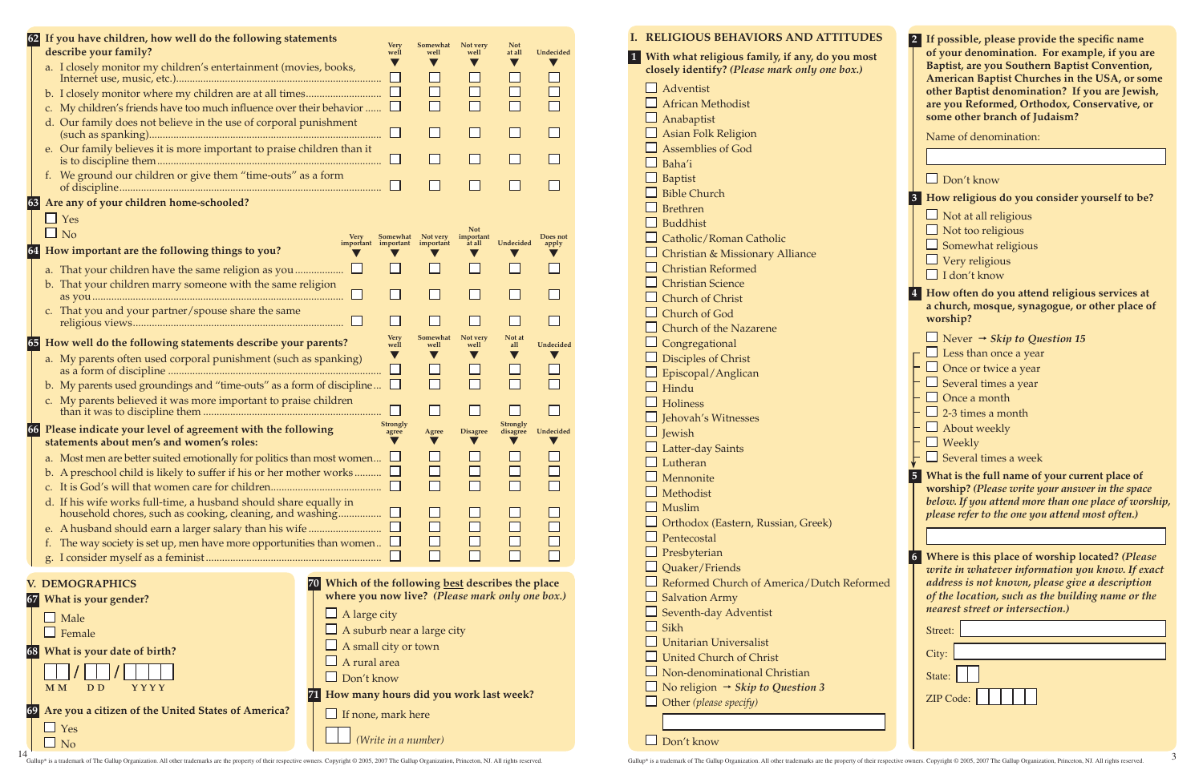**62** If you have children, how well do the following statements describe your family?

| | Very well | Somewhat well | Not very well | Not at all | Undecided |
|---|---|---|---|---|---|
| a. I closely monitor my children's entertainment (movies, books, Internet use, music, etc.) | ☐ | ☐ | ☐ | ☐ | ☐ |
| b. I closely monitor where my children are at all times | ☐ | ☐ | ☐ | ☐ | ☐ |
| c. My children's friends have too much influence over their behavior | ☐ | ☐ | ☐ | ☐ | ☐ |
| d. Our family does not believe in the use of corporal punishment (such as spanking) | ☐ | ☐ | ☐ | ☐ | ☐ |
| e. Our family believes it is more important to praise children than it is to discipline them | ☐ | ☐ | ☐ | ☐ | ☐ |
| f. We ground our children or give them "time-outs" as a form of discipline | ☐ | ☐ | ☐ | ☐ | ☐ |

**63** Are any of your children home-schooled?

- ☐ Yes
- ☐ No

**64** How important are the following things to you?

| | Very important | Somewhat important | Not very important | Not important at all | Undecided | Does not apply |
|---|---|---|---|---|---|---|
| a. That your children have the same religion as you | ☐ | ☐ | ☐ | ☐ | ☐ | ☐ |
| b. That your children marry someone with the same religion as you | ☐ | ☐ | ☐ | ☐ | ☐ | ☐ |
| c. That you and your partner/spouse share the same religious views | ☐ | ☐ | ☐ | ☐ | ☐ | ☐ |

**65** How well do the following statements describe your parents?

| | Very well | Somewhat well | Not very well | Not at all | Undecided |
|---|---|---|---|---|---|
| a. My parents often used corporal punishment (such as spanking) as a form of discipline | ☐ | ☐ | ☐ | ☐ | ☐ |
| b. My parents used groundings and "time-outs" as a form of discipline | ☐ | ☐ | ☐ | ☐ | ☐ |
| c. My parents believed it was more important to praise children than it was to discipline them | ☐ | ☐ | ☐ | ☐ | ☐ |

**66** Please indicate your level of agreement with the following statements about men's and women's roles:

| | Strongly agree | Agree | Disagree | Strongly disagree | Undecided |
|---|---|---|---|---|---|
| a. Most men are better suited emotionally for politics than most women | ☐ | ☐ | ☐ | ☐ | ☐ |
| b. A preschool child is likely to suffer if his or her mother works | ☐ | ☐ | ☐ | ☐ | ☐ |
| c. It is God's will that women care for children | ☐ | ☐ | ☐ | ☐ | ☐ |
| d. If his wife works full-time, a husband should share equally in household chores, such as cooking, cleaning, and washing | ☐ | ☐ | ☐ | ☐ | ☐ |
| e. A husband should earn a larger salary than his wife | ☐ | ☐ | ☐ | ☐ | ☐ |
| f. The way society is set up, men have more opportunities than women | ☐ | ☐ | ☐ | ☐ | ☐ |
| g. I consider myself as a feminist | ☐ | ☐ | ☐ | ☐ | ☐ |

## V. DEMOGRAPHICS

**67** What is your gender?

- ☐ Male
- ☐ Female

**68** What is your date of birth?

☐☐ / ☐☐ / ☐☐☐☐
MM DD YYYY

**69** Are you a citizen of the United States of America?

- ☐ Yes
- ☐ No

**70** Which of the following best describes the place where you now live? *(Please mark only one box.)*

- ☐ A large city
- ☐ A suburb near a large city
- ☐ A small city or town
- ☐ A rural area
- ☐ Don't know

**71** How many hours did you work last week?

- ☐ If none, mark here

☐☐ *(Write in a number)*

Gallup® is a trademark of The Gallup Organization. All other trademarks are the property of their respective owners. Copyright © 2005, 2007 The Gallup Organization, Princeton, NJ. All rights reserved.

## I. RELIGIOUS BEHAVIORS AND ATTITUDES

**1** With what religious family, if any, do you most closely identify? *(Please mark only one box.)*

- ☐ Adventist
- ☐ African Methodist
- ☐ Anabaptist
- ☐ Asian Folk Religion
- ☐ Assemblies of God
- ☐ Baha'i
- ☐ Baptist
- ☐ Bible Church
- ☐ Brethren
- ☐ Buddhist
- ☐ Catholic/Roman Catholic
- ☐ Christian & Missionary Alliance
- ☐ Christian Reformed
- ☐ Christian Science
- ☐ Church of Christ
- ☐ Church of God
- ☐ Church of the Nazarene
- ☐ Congregational
- ☐ Disciples of Christ
- ☐ Episcopal/Anglican
- ☐ Hindu
- ☐ Holiness
- ☐ Jehovah's Witnesses
- ☐ Jewish
- ☐ Latter-day Saints
- ☐ Lutheran
- ☐ Mennonite
- ☐ Methodist
- ☐ Muslim
- ☐ Orthodox (Eastern, Russian, Greek)
- ☐ Pentecostal
- ☐ Presbyterian
- ☐ Quaker/Friends
- ☐ Reformed Church of America/Dutch Reformed
- ☐ Salvation Army
- ☐ Seventh-day Adventist
- ☐ Sikh
- ☐ Unitarian Universalist
- ☐ United Church of Christ
- ☐ Non-denominational Christian
- ☐ No religion → *Skip to Question 3*
- ☐ Other *(please specify)* ______
- ☐ Don't know

**2** If possible, please provide the specific name of your denomination. For example, if you are Baptist, are you Southern Baptist Convention, American Baptist Churches in the USA, or some other Baptist denomination? If you are Jewish, are you Reformed, Orthodox, Conservative, or some other branch of Judaism?

Name of denomination: ______

- ☐ Don't know

**3** How religious do you consider yourself to be?

- ☐ Not at all religious
- ☐ Not too religious
- ☐ Somewhat religious
- ☐ Very religious
- ☐ I don't know

**4** How often do you attend religious services at a church, mosque, synagogue, or other place of worship?

- ☐ Never → *Skip to Question 15*
- ☐ Less than once a year
- ☐ Once or twice a year
- ☐ Several times a year
- ☐ Once a month
- ☐ 2-3 times a month
- ☐ About weekly
- ☐ Weekly
- ☐ Several times a week

**5** What is the full name of your current place of worship? *(Please write your answer in the space below. If you attend more than one place of worship, please refer to the one you attend most often.)*

______

**6** Where is this place of worship located? *(Please write in whatever information you know. If exact address is not known, please give a description of the location, such as the building name or the nearest street or intersection.)*

Street: ______

City: ______

State: ☐☐

ZIP Code: ☐☐☐☐☐

Gallup® is a trademark of The Gallup Organization. All other trademarks are the property of their respective owners. Copyright © 2005, 2007 The Gallup Organization, Princeton, NJ. All rights reserved.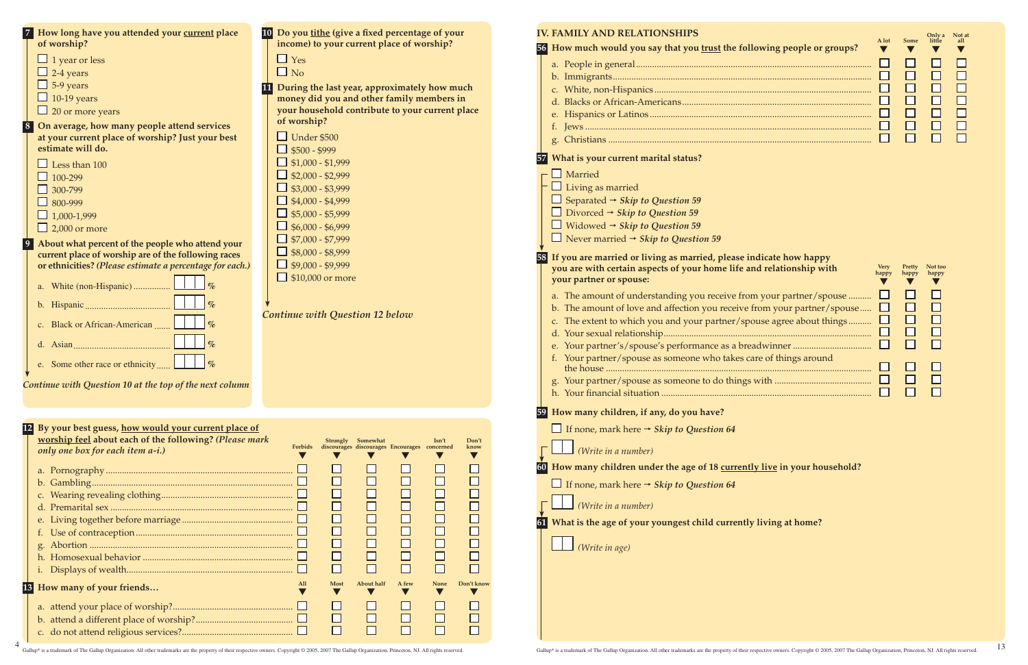**7** How long have you attended your current place of worship?

- ☐ 1 year or less
- ☐ 2-4 years
- ☐ 5-9 years
- ☐ 10-19 years
- ☐ 20 or more years

**8** On average, how many people attend services at your current place of worship? Just your best estimate will do.

- ☐ Less than 100
- ☐ 100-299
- ☐ 300-799
- ☐ 800-999
- ☐ 1,000-1,999
- ☐ 2,000 or more

**9** About what percent of the people who attend your current place of worship are of the following races or ethnicities? *(Please estimate a percentage for each.)*

a. White (non-Hispanic) ............... ☐☐☐ %

b. Hispanic ............... ☐☐☐ %

c. Black or African-American ....... ☐☐☐ %

d. Asian ............... ☐☐☐ %

e. Some other race or ethnicity ...... ☐☐☐ %

*Continue with Question 10 at the top of the next column*

**10** Do you tithe (give a fixed percentage of your income) to your current place of worship?

- ☐ Yes
- ☐ No

**11** During the last year, approximately how much money did you and other family members in your household contribute to your current place of worship?

- ☐ Under $500
- ☐ $500 - $999
- ☐ $1,000 - $1,999
- ☐ $2,000 - $2,999
- ☐ $3,000 - $3,999
- ☐ $4,000 - $4,999
- ☐ $5,000 - $5,999
- ☐ $6,000 - $6,999
- ☐ $7,000 - $7,999
- ☐ $8,000 - $8,999
- ☐ $9,000 - $9,999
- ☐ $10,000 or more

*Continue with Question 12 below*

**12** By your best guess, how would your current place of worship feel about each of the following? *(Please mark only one box for each item a-i.)*

| | Forbids | Strongly discourages | Somewhat discourages | Encourages | Isn't concerned | Don't know |
|---|---|---|---|---|---|---|
| a. Pornography | ☐ | ☐ | ☐ | ☐ | ☐ | ☐ |
| b. Gambling | ☐ | ☐ | ☐ | ☐ | ☐ | ☐ |
| c. Wearing revealing clothing | ☐ | ☐ | ☐ | ☐ | ☐ | ☐ |
| d. Premarital sex | ☐ | ☐ | ☐ | ☐ | ☐ | ☐ |
| e. Living together before marriage | ☐ | ☐ | ☐ | ☐ | ☐ | ☐ |
| f. Use of contraception | ☐ | ☐ | ☐ | ☐ | ☐ | ☐ |
| g. Abortion | ☐ | ☐ | ☐ | ☐ | ☐ | ☐ |
| h. Homosexual behavior | ☐ | ☐ | ☐ | ☐ | ☐ | ☐ |
| i. Displays of wealth | ☐ | ☐ | ☐ | ☐ | ☐ | ☐ |

**13** How many of your friends…

| | All | Most | About half | A few | None | Don't know |
|---|---|---|---|---|---|---|
| a. attend your place of worship? | ☐ | ☐ | ☐ | ☐ | ☐ | ☐ |
| b. attend a different place of worship? | ☐ | ☐ | ☐ | ☐ | ☐ | ☐ |
| c. do not attend religious services? | ☐ | ☐ | ☐ | ☐ | ☐ | ☐ |

## IV. FAMILY AND RELATIONSHIPS

**56** How much would you say that you trust the following people or groups?

| | A lot | Some | Only a little | Not at all |
|---|---|---|---|---|
| a. People in general | ☐ | ☐ | ☐ | ☐ |
| b. Immigrants | ☐ | ☐ | ☐ | ☐ |
| c. White, non-Hispanics | ☐ | ☐ | ☐ | ☐ |
| d. Blacks or African-Americans | ☐ | ☐ | ☐ | ☐ |
| e. Hispanics or Latinos | ☐ | ☐ | ☐ | ☐ |
| f. Jews | ☐ | ☐ | ☐ | ☐ |
| g. Christians | ☐ | ☐ | ☐ | ☐ |

**57** What is your current marital status?

- ☐ Married
- ☐ Living as married
- ☐ Separated → *Skip to Question 59*
- ☐ Divorced → *Skip to Question 59*
- ☐ Widowed → *Skip to Question 59*
- ☐ Never married → *Skip to Question 59*

**58** If you are married or living as married, please indicate how happy you are with certain aspects of your home life and relationship with your partner or spouse:

| | Very happy | Pretty happy | Not too happy |
|---|---|---|---|
| a. The amount of understanding you receive from your partner/spouse | ☐ | ☐ | ☐ |
| b. The amount of love and affection you receive from your partner/spouse | ☐ | ☐ | ☐ |
| c. The extent to which you and your partner/spouse agree about things | ☐ | ☐ | ☐ |
| d. Your sexual relationship | ☐ | ☐ | ☐ |
| e. Your partner's/spouse's performance as a breadwinner | ☐ | ☐ | ☐ |
| f. Your partner/spouse as someone who takes care of things around the house | ☐ | ☐ | ☐ |
| g. Your partner/spouse as someone to do things with | ☐ | ☐ | ☐ |
| h. Your financial situation | ☐ | ☐ | ☐ |

**59** How many children, if any, do you have?

- ☐ If none, mark here → *Skip to Question 64*

☐☐ *(Write in a number)*

**60** How many children under the age of 18 currently live in your household?

- ☐ If none, mark here → *Skip to Question 64*

☐☐ *(Write in a number)*

**61** What is the age of your youngest child currently living at home?

☐☐ *(Write in age)*

Gallup® is a trademark of The Gallup Organization. All other trademarks are the property of their respective owners. Copyright © 2005, 2007 The Gallup Organization, Princeton, NJ. All rights reserved.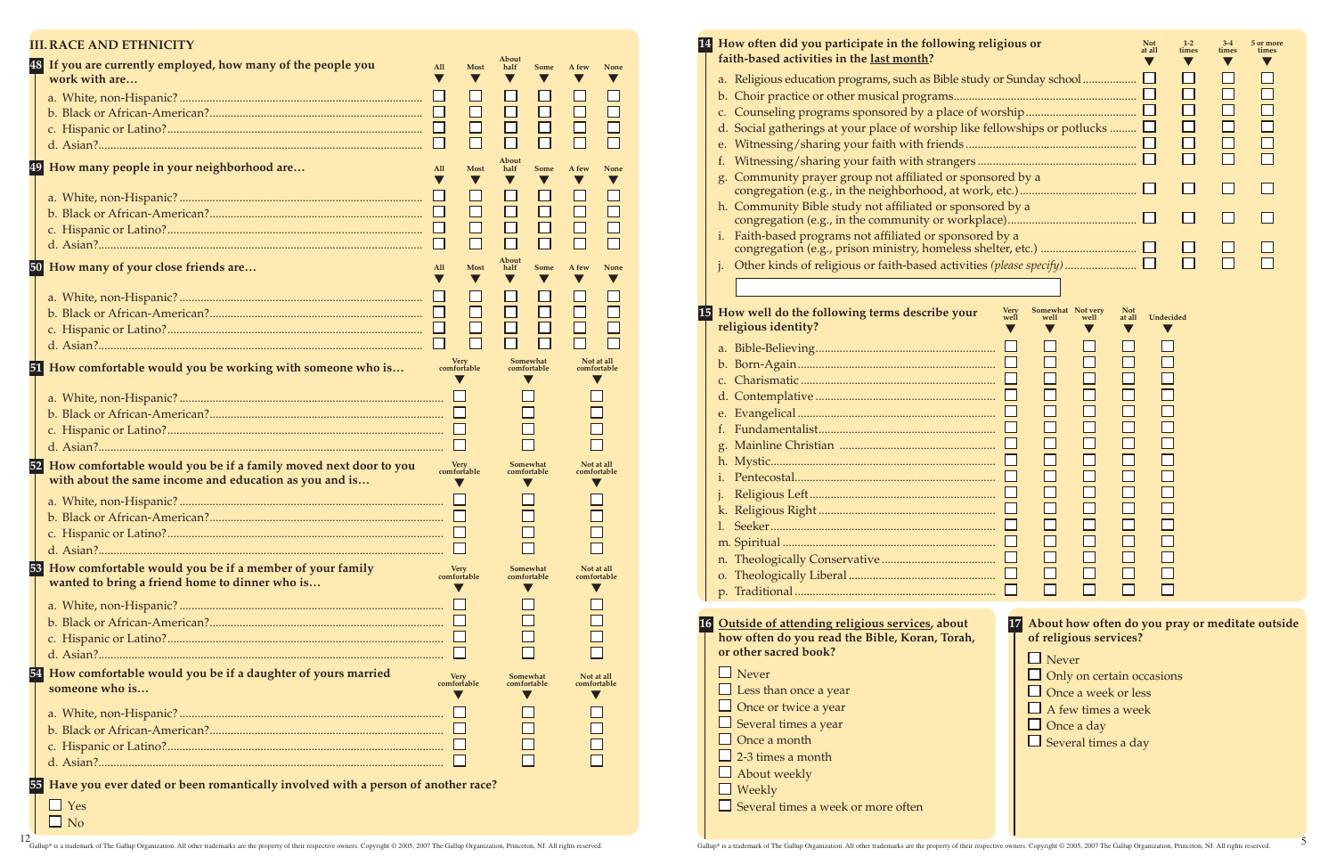## III. RACE AND ETHNICITY

**48 If you are currently employed, how many of the people you work with are…**

| | All | Most | About half | Some | A few | None |
|---|---|---|---|---|---|---|
| a. White, non-Hispanic? | ☐ | ☐ | ☐ | ☐ | ☐ | ☐ |
| b. Black or African-American? | ☐ | ☐ | ☐ | ☐ | ☐ | ☐ |
| c. Hispanic or Latino? | ☐ | ☐ | ☐ | ☐ | ☐ | ☐ |
| d. Asian? | ☐ | ☐ | ☐ | ☐ | ☐ | ☐ |

**49 How many people in your neighborhood are…**

| | All | Most | About half | Some | A few | None |
|---|---|---|---|---|---|---|
| a. White, non-Hispanic? | ☐ | ☐ | ☐ | ☐ | ☐ | ☐ |
| b. Black or African-American? | ☐ | ☐ | ☐ | ☐ | ☐ | ☐ |
| c. Hispanic or Latino? | ☐ | ☐ | ☐ | ☐ | ☐ | ☐ |
| d. Asian? | ☐ | ☐ | ☐ | ☐ | ☐ | ☐ |

**50 How many of your close friends are…**

| | All | Most | About half | Some | A few | None |
|---|---|---|---|---|---|---|
| a. White, non-Hispanic? | ☐ | ☐ | ☐ | ☐ | ☐ | ☐ |
| b. Black or African-American? | ☐ | ☐ | ☐ | ☐ | ☐ | ☐ |
| c. Hispanic or Latino? | ☐ | ☐ | ☐ | ☐ | ☐ | ☐ |
| d. Asian? | ☐ | ☐ | ☐ | ☐ | ☐ | ☐ |

**51 How comfortable would you be working with someone who is…**

| | Very comfortable | Somewhat comfortable | Not at all comfortable |
|---|---|---|---|
| a. White, non-Hispanic? | ☐ | ☐ | ☐ |
| b. Black or African-American? | ☐ | ☐ | ☐ |
| c. Hispanic or Latino? | ☐ | ☐ | ☐ |
| d. Asian? | ☐ | ☐ | ☐ |

**52 How comfortable would you be if a family moved next door to you with about the same income and education as you and is…**

| | Very comfortable | Somewhat comfortable | Not at all comfortable |
|---|---|---|---|
| a. White, non-Hispanic? | ☐ | ☐ | ☐ |
| b. Black or African-American? | ☐ | ☐ | ☐ |
| c. Hispanic or Latino? | ☐ | ☐ | ☐ |
| d. Asian? | ☐ | ☐ | ☐ |

**53 How comfortable would you be if a member of your family wanted to bring a friend home to dinner who is…**

| | Very comfortable | Somewhat comfortable | Not at all comfortable |
|---|---|---|---|
| a. White, non-Hispanic? | ☐ | ☐ | ☐ |
| b. Black or African-American? | ☐ | ☐ | ☐ |
| c. Hispanic or Latino? | ☐ | ☐ | ☐ |
| d. Asian? | ☐ | ☐ | ☐ |

**54 How comfortable would you be if a daughter of yours married someone who is…**

| | Very comfortable | Somewhat comfortable | Not at all comfortable |
|---|---|---|---|
| a. White, non-Hispanic? | ☐ | ☐ | ☐ |
| b. Black or African-American? | ☐ | ☐ | ☐ |
| c. Hispanic or Latino? | ☐ | ☐ | ☐ |
| d. Asian? | ☐ | ☐ | ☐ |

**55 Have you ever dated or been romantically involved with a person of another race?**

- ☐ Yes
- ☐ No

Gallup® is a trademark of The Gallup Organization. All other trademarks are the property of their respective owners. Copyright © 2005, 2007 The Gallup Organization, Princeton, NJ. All rights reserved.

**14 How often did you participate in the following religious or faith-based activities in the last month?**

| | Not at all | 1-2 times | 3-4 times | 5 or more times |
|---|---|---|---|---|
| a. Religious education programs, such as Bible study or Sunday school | ☐ | ☐ | ☐ | ☐ |
| b. Choir practice or other musical programs | ☐ | ☐ | ☐ | ☐ |
| c. Counseling programs sponsored by a place of worship | ☐ | ☐ | ☐ | ☐ |
| d. Social gatherings at your place of worship like fellowships or potlucks | ☐ | ☐ | ☐ | ☐ |
| e. Witnessing/sharing your faith with friends | ☐ | ☐ | ☐ | ☐ |
| f. Witnessing/sharing your faith with strangers | ☐ | ☐ | ☐ | ☐ |
| g. Community prayer group not affiliated or sponsored by a congregation (e.g., in the neighborhood, at work, etc.) | ☐ | ☐ | ☐ | ☐ |
| h. Community Bible study not affiliated or sponsored by a congregation (e.g., in the community or workplace) | ☐ | ☐ | ☐ | ☐ |
| i. Faith-based programs not affiliated or sponsored by a congregation (e.g., prison ministry, homeless shelter, etc.) | ☐ | ☐ | ☐ | ☐ |
| j. Other kinds of religious or faith-based activities *(please specify)* | ☐ | ☐ | ☐ | ☐ |

**15 How well do the following terms describe your religious identity?**

| | Very well | Somewhat well | Not very well | Not at all | Undecided |
|---|---|---|---|---|---|
| a. Bible-Believing | ☐ | ☐ | ☐ | ☐ | ☐ |
| b. Born-Again | ☐ | ☐ | ☐ | ☐ | ☐ |
| c. Charismatic | ☐ | ☐ | ☐ | ☐ | ☐ |
| d. Contemplative | ☐ | ☐ | ☐ | ☐ | ☐ |
| e. Evangelical | ☐ | ☐ | ☐ | ☐ | ☐ |
| f. Fundamentalist | ☐ | ☐ | ☐ | ☐ | ☐ |
| g. Mainline Christian | ☐ | ☐ | ☐ | ☐ | ☐ |
| h. Mystic | ☐ | ☐ | ☐ | ☐ | ☐ |
| i. Pentecostal | ☐ | ☐ | ☐ | ☐ | ☐ |
| j. Religious Left | ☐ | ☐ | ☐ | ☐ | ☐ |
| k. Religious Right | ☐ | ☐ | ☐ | ☐ | ☐ |
| l. Seeker | ☐ | ☐ | ☐ | ☐ | ☐ |
| m. Spiritual | ☐ | ☐ | ☐ | ☐ | ☐ |
| n. Theologically Conservative | ☐ | ☐ | ☐ | ☐ | ☐ |
| o. Theologically Liberal | ☐ | ☐ | ☐ | ☐ | ☐ |
| p. Traditional | ☐ | ☐ | ☐ | ☐ | ☐ |

**16 Outside of attending religious services, about how often do you read the Bible, Koran, Torah, or other sacred book?**

- ☐ Never
- ☐ Less than once a year
- ☐ Once or twice a year
- ☐ Several times a year
- ☐ Once a month
- ☐ 2-3 times a month
- ☐ About weekly
- ☐ Weekly
- ☐ Several times a week or more often

**17 About how often do you pray or meditate outside of religious services?**

- ☐ Never
- ☐ Only on certain occasions
- ☐ Once a week or less
- ☐ A few times a week
- ☐ Once a day
- ☐ Several times a day

Gallup® is a trademark of The Gallup Organization. All other trademarks are the property of their respective owners. Copyright © 2005, 2007 The Gallup Organization, Princeton, NJ. All rights reserved.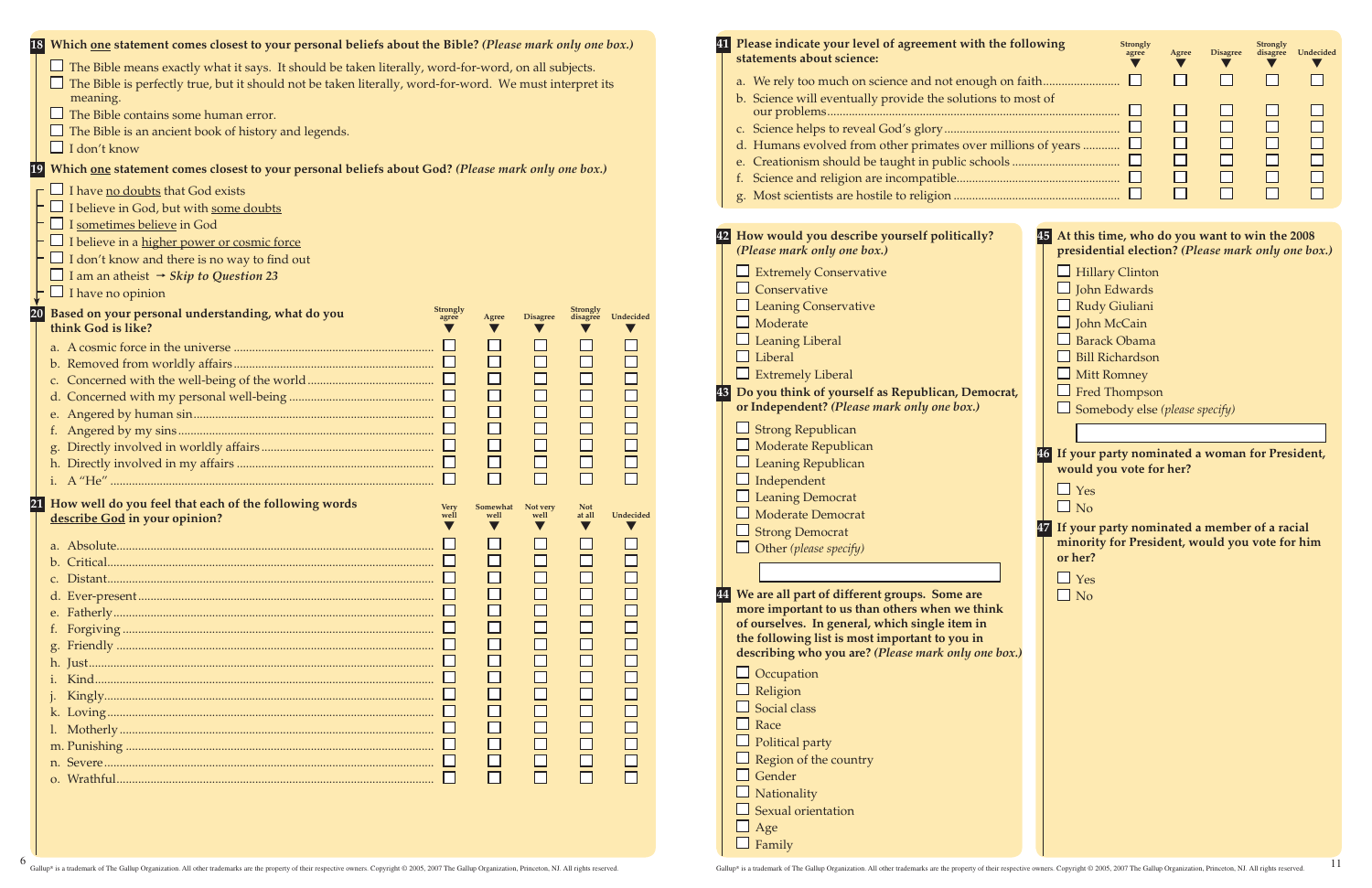**18 Which one statement comes closest to your personal beliefs about the Bible?** *(Please mark only one box.)*

- ☐ The Bible means exactly what it says. It should be taken literally, word-for-word, on all subjects.
- ☐ The Bible is perfectly true, but it should not be taken literally, word-for-word. We must interpret its meaning.
- ☐ The Bible contains some human error.
- ☐ The Bible is an ancient book of history and legends.
- ☐ I don't know

**19 Which one statement comes closest to your personal beliefs about God?** *(Please mark only one box.)*

- ☐ I have no doubts that God exists
- ☐ I believe in God, but with some doubts
- ☐ I sometimes believe in God
- ☐ I believe in a higher power or cosmic force
- ☐ I don't know and there is no way to find out
- ☐ I am an atheist → *Skip to Question 23*
- ☐ I have no opinion

**20 Based on your personal understanding, what do you think God is like?**

| | Strongly agree | Agree | Disagree | Strongly disagree | Undecided |
|---|---|---|---|---|---|
| a. A cosmic force in the universe | ☐ | ☐ | ☐ | ☐ | ☐ |
| b. Removed from worldly affairs | ☐ | ☐ | ☐ | ☐ | ☐ |
| c. Concerned with the well-being of the world | ☐ | ☐ | ☐ | ☐ | ☐ |
| d. Concerned with my personal well-being | ☐ | ☐ | ☐ | ☐ | ☐ |
| e. Angered by human sin | ☐ | ☐ | ☐ | ☐ | ☐ |
| f. Angered by my sins | ☐ | ☐ | ☐ | ☐ | ☐ |
| g. Directly involved in worldly affairs | ☐ | ☐ | ☐ | ☐ | ☐ |
| h. Directly involved in my affairs | ☐ | ☐ | ☐ | ☐ | ☐ |
| i. A "He" | ☐ | ☐ | ☐ | ☐ | ☐ |

**21 How well do you feel that each of the following words describe God in your opinion?**

| | Very well | Somewhat well | Not very well | Not at all | Undecided |
|---|---|---|---|---|---|
| a. Absolute | ☐ | ☐ | ☐ | ☐ | ☐ |
| b. Critical | ☐ | ☐ | ☐ | ☐ | ☐ |
| c. Distant | ☐ | ☐ | ☐ | ☐ | ☐ |
| d. Ever-present | ☐ | ☐ | ☐ | ☐ | ☐ |
| e. Fatherly | ☐ | ☐ | ☐ | ☐ | ☐ |
| f. Forgiving | ☐ | ☐ | ☐ | ☐ | ☐ |
| g. Friendly | ☐ | ☐ | ☐ | ☐ | ☐ |
| h. Just | ☐ | ☐ | ☐ | ☐ | ☐ |
| i. Kind | ☐ | ☐ | ☐ | ☐ | ☐ |
| j. Kingly | ☐ | ☐ | ☐ | ☐ | ☐ |
| k. Loving | ☐ | ☐ | ☐ | ☐ | ☐ |
| l. Motherly | ☐ | ☐ | ☐ | ☐ | ☐ |
| m. Punishing | ☐ | ☐ | ☐ | ☐ | ☐ |
| n. Severe | ☐ | ☐ | ☐ | ☐ | ☐ |
| o. Wrathful | ☐ | ☐ | ☐ | ☐ | ☐ |

Gallup® is a trademark of The Gallup Organization. All other trademarks are the property of their respective owners. Copyright © 2005, 2007 The Gallup Organization, Princeton, NJ. All rights reserved.

**41 Please indicate your level of agreement with the following statements about science:**

| | Strongly agree | Agree | Disagree | Strongly disagree | Undecided |
|---|---|---|---|---|---|
| a. We rely too much on science and not enough on faith | ☐ | ☐ | ☐ | ☐ | ☐ |
| b. Science will eventually provide the solutions to most of our problems | ☐ | ☐ | ☐ | ☐ | ☐ |
| c. Science helps to reveal God's glory | ☐ | ☐ | ☐ | ☐ | ☐ |
| d. Humans evolved from other primates over millions of years | ☐ | ☐ | ☐ | ☐ | ☐ |
| e. Creationism should be taught in public schools | ☐ | ☐ | ☐ | ☐ | ☐ |
| f. Science and religion are incompatible | ☐ | ☐ | ☐ | ☐ | ☐ |
| g. Most scientists are hostile to religion | ☐ | ☐ | ☐ | ☐ | ☐ |

**42 How would you describe yourself politically?** *(Please mark only one box.)*

- ☐ Extremely Conservative
- ☐ Conservative
- ☐ Leaning Conservative
- ☐ Moderate
- ☐ Leaning Liberal
- ☐ Liberal
- ☐ Extremely Liberal

**43 Do you think of yourself as Republican, Democrat, or Independent?** *(Please mark only one box.)*

- ☐ Strong Republican
- ☐ Moderate Republican
- ☐ Leaning Republican
- ☐ Independent
- ☐ Leaning Democrat
- ☐ Moderate Democrat
- ☐ Strong Democrat
- ☐ Other *(please specify)*

**44 We are all part of different groups. Some are more important to us than others when we think of ourselves. In general, which single item in the following list is most important to you in describing who you are?** *(Please mark only one box.)*

- ☐ Occupation
- ☐ Religion
- ☐ Social class
- ☐ Race
- ☐ Political party
- ☐ Region of the country
- ☐ Gender
- ☐ Nationality
- ☐ Sexual orientation
- ☐ Age
- ☐ Family

**45 At this time, who do you want to win the 2008 presidential election?** *(Please mark only one box.)*

- ☐ Hillary Clinton
- ☐ John Edwards
- ☐ Rudy Giuliani
- ☐ John McCain
- ☐ Barack Obama
- ☐ Bill Richardson
- ☐ Mitt Romney
- ☐ Fred Thompson
- ☐ Somebody else *(please specify)*

**46 If your party nominated a woman for President, would you vote for her?**

- ☐ Yes
- ☐ No

**47 If your party nominated a member of a racial minority for President, would you vote for him or her?**

- ☐ Yes
- ☐ No

Gallup® is a trademark of The Gallup Organization. All other trademarks are the property of their respective owners. Copyright © 2005, 2007 The Gallup Organization, Princeton, NJ. All rights reserved.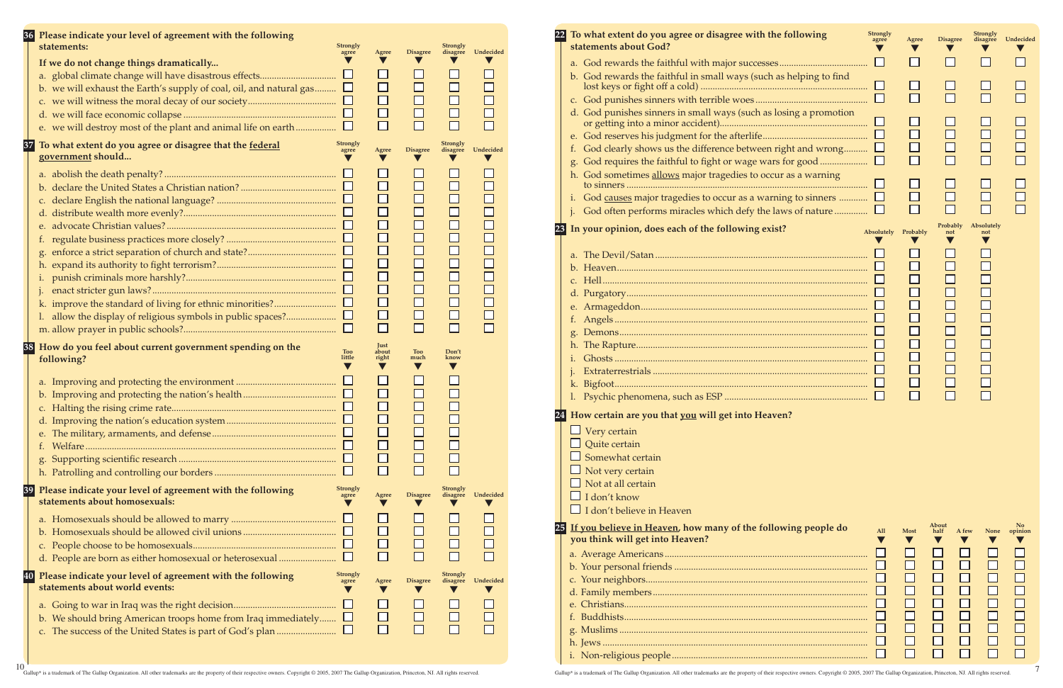**36** Please indicate your level of agreement with the following statements:

| If we do not change things dramatically... | Strongly agree | Agree | Disagree | Strongly disagree | Undecided |
|---|---|---|---|---|---|
| a. global climate change will have disastrous effects | ☐ | ☐ | ☐ | ☐ | ☐ |
| b. we will exhaust the Earth's supply of coal, oil, and natural gas | ☐ | ☐ | ☐ | ☐ | ☐ |
| c. we will witness the moral decay of our society | ☐ | ☐ | ☐ | ☐ | ☐ |
| d. we will face economic collapse | ☐ | ☐ | ☐ | ☐ | ☐ |
| e. we will destroy most of the plant and animal life on earth | ☐ | ☐ | ☐ | ☐ | ☐ |

**37** To what extent do you agree or disagree that the <u>federal government</u> should...

| | Strongly agree | Agree | Disagree | Strongly disagree | Undecided |
|---|---|---|---|---|---|
| a. abolish the death penalty? | ☐ | ☐ | ☐ | ☐ | ☐ |
| b. declare the United States a Christian nation? | ☐ | ☐ | ☐ | ☐ | ☐ |
| c. declare English the national language? | ☐ | ☐ | ☐ | ☐ | ☐ |
| d. distribute wealth more evenly? | ☐ | ☐ | ☐ | ☐ | ☐ |
| e. advocate Christian values? | ☐ | ☐ | ☐ | ☐ | ☐ |
| f. regulate business practices more closely? | ☐ | ☐ | ☐ | ☐ | ☐ |
| g. enforce a strict separation of church and state? | ☐ | ☐ | ☐ | ☐ | ☐ |
| h. expand its authority to fight terrorism? | ☐ | ☐ | ☐ | ☐ | ☐ |
| i. punish criminals more harshly? | ☐ | ☐ | ☐ | ☐ | ☐ |
| j. enact stricter gun laws? | ☐ | ☐ | ☐ | ☐ | ☐ |
| k. improve the standard of living for ethnic minorities? | ☐ | ☐ | ☐ | ☐ | ☐ |
| l. allow the display of religious symbols in public spaces? | ☐ | ☐ | ☐ | ☐ | ☐ |
| m. allow prayer in public schools? | ☐ | ☐ | ☐ | ☐ | ☐ |

**38** How do you feel about current government spending on the following?

| | Too little | Just about right | Too much | Don't know |
|---|---|---|---|---|
| a. Improving and protecting the environment | ☐ | ☐ | ☐ | ☐ |
| b. Improving and protecting the nation's health | ☐ | ☐ | ☐ | ☐ |
| c. Halting the rising crime rate | ☐ | ☐ | ☐ | ☐ |
| d. Improving the nation's education system | ☐ | ☐ | ☐ | ☐ |
| e. The military, armaments, and defense | ☐ | ☐ | ☐ | ☐ |
| f. Welfare | ☐ | ☐ | ☐ | ☐ |
| g. Supporting scientific research | ☐ | ☐ | ☐ | ☐ |
| h. Patrolling and controlling our borders | ☐ | ☐ | ☐ | ☐ |

**39** Please indicate your level of agreement with the following statements about homosexuals:

| | Strongly agree | Agree | Disagree | Strongly disagree | Undecided |
|---|---|---|---|---|---|
| a. Homosexuals should be allowed to marry | ☐ | ☐ | ☐ | ☐ | ☐ |
| b. Homosexuals should be allowed civil unions | ☐ | ☐ | ☐ | ☐ | ☐ |
| c. People choose to be homosexuals | ☐ | ☐ | ☐ | ☐ | ☐ |
| d. People are born as either homosexual or heterosexual | ☐ | ☐ | ☐ | ☐ | ☐ |

**40** Please indicate your level of agreement with the following statements about world events:

| | Strongly agree | Agree | Disagree | Strongly disagree | Undecided |
|---|---|---|---|---|---|
| a. Going to war in Iraq was the right decision | ☐ | ☐ | ☐ | ☐ | ☐ |
| b. We should bring American troops home from Iraq immediately | ☐ | ☐ | ☐ | ☐ | ☐ |
| c. The success of the United States is part of God's plan | ☐ | ☐ | ☐ | ☐ | ☐ |

**22** To what extent do you agree or disagree with the following statements about God?

| | Strongly agree | Agree | Disagree | Strongly disagree | Undecided |
|---|---|---|---|---|---|
| a. God rewards the faithful with major successes | ☐ | ☐ | ☐ | ☐ | ☐ |
| b. God rewards the faithful in small ways (such as helping to find lost keys or fight off a cold) | ☐ | ☐ | ☐ | ☐ | ☐ |
| c. God punishes sinners with terrible woes | ☐ | ☐ | ☐ | ☐ | ☐ |
| d. God punishes sinners in small ways (such as losing a promotion or getting into a minor accident) | ☐ | ☐ | ☐ | ☐ | ☐ |
| e. God reserves his judgment for the afterlife | ☐ | ☐ | ☐ | ☐ | ☐ |
| f. God clearly shows us the difference between right and wrong | ☐ | ☐ | ☐ | ☐ | ☐ |
| g. God requires the faithful to fight or wage wars for good | ☐ | ☐ | ☐ | ☐ | ☐ |
| h. God sometimes <u>allows</u> major tragedies to occur as a warning to sinners | ☐ | ☐ | ☐ | ☐ | ☐ |
| i. God <u>causes</u> major tragedies to occur as a warning to sinners | ☐ | ☐ | ☐ | ☐ | ☐ |
| j. God often performs miracles which defy the laws of nature | ☐ | ☐ | ☐ | ☐ | ☐ |

**23** In your opinion, does each of the following exist?

| | Absolutely | Probably | Probably not | Absolutely not |
|---|---|---|---|---|
| a. The Devil/Satan | ☐ | ☐ | ☐ | ☐ |
| b. Heaven | ☐ | ☐ | ☐ | ☐ |
| c. Hell | ☐ | ☐ | ☐ | ☐ |
| d. Purgatory | ☐ | ☐ | ☐ | ☐ |
| e. Armageddon | ☐ | ☐ | ☐ | ☐ |
| f. Angels | ☐ | ☐ | ☐ | ☐ |
| g. Demons | ☐ | ☐ | ☐ | ☐ |
| h. The Rapture | ☐ | ☐ | ☐ | ☐ |
| i. Ghosts | ☐ | ☐ | ☐ | ☐ |
| j. Extraterrestrials | ☐ | ☐ | ☐ | ☐ |
| k. Bigfoot | ☐ | ☐ | ☐ | ☐ |
| l. Psychic phenomena, such as ESP | ☐ | ☐ | ☐ | ☐ |

**24** How certain are you that <u>you</u> will get into Heaven?

- ☐ Very certain
- ☐ Quite certain
- ☐ Somewhat certain
- ☐ Not very certain
- ☐ Not at all certain
- ☐ I don't know
- ☐ I don't believe in Heaven

**25** <u>If you believe in Heaven</u>, how many of the following people do you think will get into Heaven?

| | All | Most | About half | A few | None | No opinion |
|---|---|---|---|---|---|---|
| a. Average Americans | ☐ | ☐ | ☐ | ☐ | ☐ | ☐ |
| b. Your personal friends | ☐ | ☐ | ☐ | ☐ | ☐ | ☐ |
| c. Your neighbors | ☐ | ☐ | ☐ | ☐ | ☐ | ☐ |
| d. Family members | ☐ | ☐ | ☐ | ☐ | ☐ | ☐ |
| e. Christians | ☐ | ☐ | ☐ | ☐ | ☐ | ☐ |
| f. Buddhists | ☐ | ☐ | ☐ | ☐ | ☐ | ☐ |
| g. Muslims | ☐ | ☐ | ☐ | ☐ | ☐ | ☐ |
| h. Jews | ☐ | ☐ | ☐ | ☐ | ☐ | ☐ |
| i. Non-religious people | ☐ | ☐ | ☐ | ☐ | ☐ | ☐ |

Gallup® is a trademark of The Gallup Organization. All other trademarks are the property of their respective owners. Copyright © 2005, 2007 The Gallup Organization, Princeton, NJ. All rights reserved.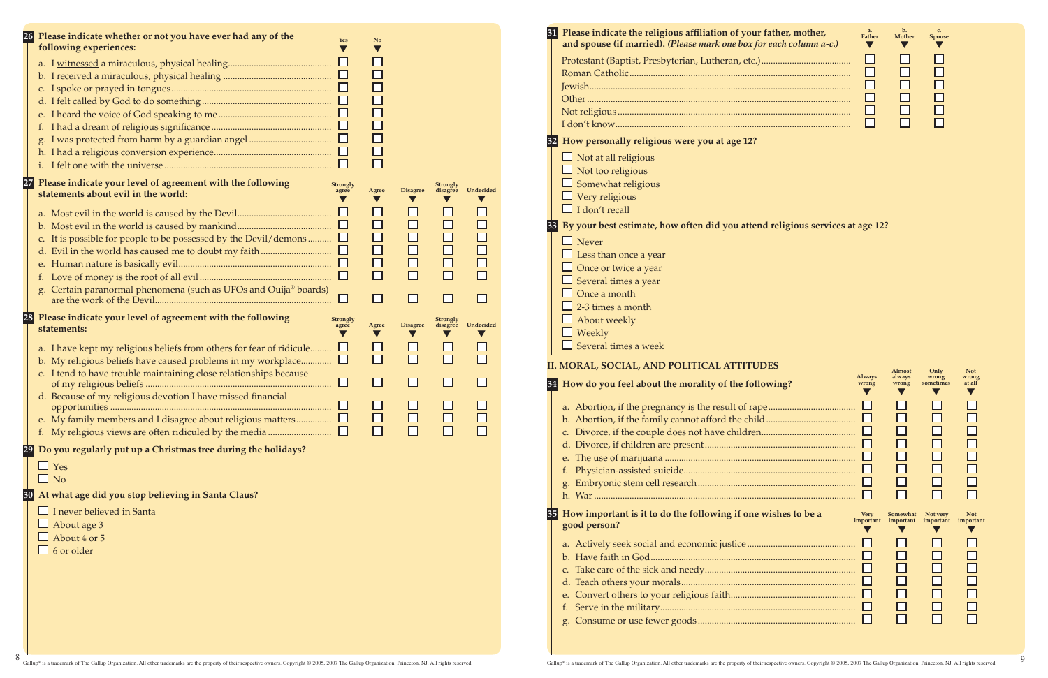**26** **Please indicate whether or not you have ever had any of the following experiences:**

| | Yes | No |
|---|---|---|
| a. I witnessed a miraculous, physical healing | ☐ | ☐ |
| b. I received a miraculous, physical healing | ☐ | ☐ |
| c. I spoke or prayed in tongues | ☐ | ☐ |
| d. I felt called by God to do something | ☐ | ☐ |
| e. I heard the voice of God speaking to me | ☐ | ☐ |
| f. I had a dream of religious significance | ☐ | ☐ |
| g. I was protected from harm by a guardian angel | ☐ | ☐ |
| h. I had a religious conversion experience | ☐ | ☐ |
| i. I felt one with the universe | ☐ | ☐ |

**27** **Please indicate your level of agreement with the following statements about evil in the world:**

| | Strongly agree | Agree | Disagree | Strongly disagree | Undecided |
|---|---|---|---|---|---|
| a. Most evil in the world is caused by the Devil | ☐ | ☐ | ☐ | ☐ | ☐ |
| b. Most evil in the world is caused by mankind | ☐ | ☐ | ☐ | ☐ | ☐ |
| c. It is possible for people to be possessed by the Devil/demons | ☐ | ☐ | ☐ | ☐ | ☐ |
| d. Evil in the world has caused me to doubt my faith | ☐ | ☐ | ☐ | ☐ | ☐ |
| e. Human nature is basically evil | ☐ | ☐ | ☐ | ☐ | ☐ |
| f. Love of money is the root of all evil | ☐ | ☐ | ☐ | ☐ | ☐ |
| g. Certain paranormal phenomena (such as UFOs and Ouija® boards) are the work of the Devil | ☐ | ☐ | ☐ | ☐ | ☐ |

**28** **Please indicate your level of agreement with the following statements:**

| | Strongly agree | Agree | Disagree | Strongly disagree | Undecided |
|---|---|---|---|---|---|
| a. I have kept my religious beliefs from others for fear of ridicule | ☐ | ☐ | ☐ | ☐ | ☐ |
| b. My religious beliefs have caused problems in my workplace | ☐ | ☐ | ☐ | ☐ | ☐ |
| c. I tend to have trouble maintaining close relationships because of my religious beliefs | ☐ | ☐ | ☐ | ☐ | ☐ |
| d. Because of my religious devotion I have missed financial opportunities | ☐ | ☐ | ☐ | ☐ | ☐ |
| e. My family members and I disagree about religious matters | ☐ | ☐ | ☐ | ☐ | ☐ |
| f. My religious views are often ridiculed by the media | ☐ | ☐ | ☐ | ☐ | ☐ |

**29** **Do you regularly put up a Christmas tree during the holidays?**

- ☐ Yes
- ☐ No

**30** **At what age did you stop believing in Santa Claus?**

- ☐ I never believed in Santa
- ☐ About age 3
- ☐ About 4 or 5
- ☐ 6 or older

**31** **Please indicate the religious affiliation of your father, mother, and spouse (if married).** ***(Please mark one box for each column a-c.)***

| | a. Father | b. Mother | c. Spouse |
|---|---|---|---|
| Protestant (Baptist, Presbyterian, Lutheran, etc.) | ☐ | ☐ | ☐ |
| Roman Catholic | ☐ | ☐ | ☐ |
| Jewish | ☐ | ☐ | ☐ |
| Other | ☐ | ☐ | ☐ |
| Not religious | ☐ | ☐ | ☐ |
| I don't know | ☐ | ☐ | ☐ |

**32** **How personally religious were you at age 12?**

- ☐ Not at all religious
- ☐ Not too religious
- ☐ Somewhat religious
- ☐ Very religious
- ☐ I don't recall

**33** **By your best estimate, how often did you attend religious services at age 12?**

- ☐ Never
- ☐ Less than once a year
- ☐ Once or twice a year
- ☐ Several times a year
- ☐ Once a month
- ☐ 2-3 times a month
- ☐ About weekly
- ☐ Weekly
- ☐ Several times a week

## II. MORAL, SOCIAL, AND POLITICAL ATTITUDES

**34** **How do you feel about the morality of the following?**

| | Always wrong | Almost always wrong | Only wrong sometimes | Not wrong at all |
|---|---|---|---|---|
| a. Abortion, if the pregnancy is the result of rape | ☐ | ☐ | ☐ | ☐ |
| b. Abortion, if the family cannot afford the child | ☐ | ☐ | ☐ | ☐ |
| c. Divorce, if the couple does not have children | ☐ | ☐ | ☐ | ☐ |
| d. Divorce, if children are present | ☐ | ☐ | ☐ | ☐ |
| e. The use of marijuana | ☐ | ☐ | ☐ | ☐ |
| f. Physician-assisted suicide | ☐ | ☐ | ☐ | ☐ |
| g. Embryonic stem cell research | ☐ | ☐ | ☐ | ☐ |
| h. War | ☐ | ☐ | ☐ | ☐ |

**35** **How important is it to do the following if one wishes to be a good person?**

| | Very important | Somewhat important | Not very important | Not important |
|---|---|---|---|---|
| a. Actively seek social and economic justice | ☐ | ☐ | ☐ | ☐ |
| b. Have faith in God | ☐ | ☐ | ☐ | ☐ |
| c. Take care of the sick and needy | ☐ | ☐ | ☐ | ☐ |
| d. Teach others your morals | ☐ | ☐ | ☐ | ☐ |
| e. Convert others to your religious faith | ☐ | ☐ | ☐ | ☐ |
| f. Serve in the military | ☐ | ☐ | ☐ | ☐ |
| g. Consume or use fewer goods | ☐ | ☐ | ☐ | ☐ |

Gallup® is a trademark of The Gallup Organization. All other trademarks are the property of their respective owners. Copyright © 2005, 2007 The Gallup Organization, Princeton, NJ. All rights reserved.